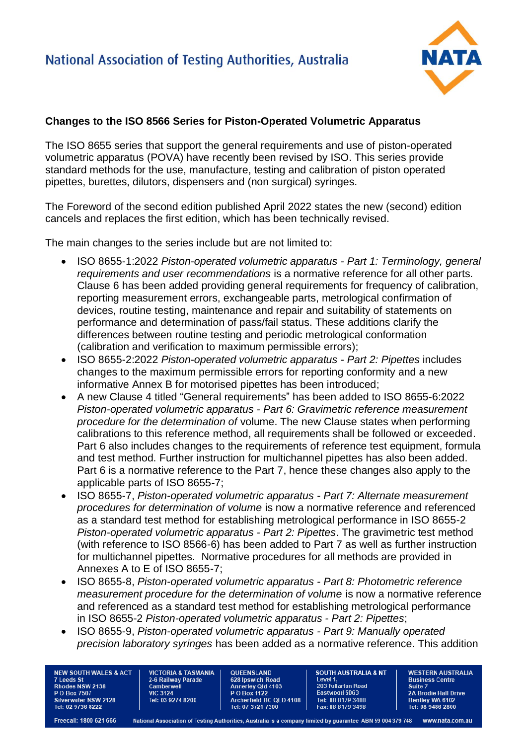National Association of Testing Authorities, Australia

**Changes to the ISO 8566 Series for Piston-Operated Volumetric Apparatus**

The ISO 8655 series that support the general requirements and use of piston-operated volumetric apparatus (POVA) have recently been revised by ISO. This series provide standard methods for the use, manufacture, testing and calibration of piston operated pipettes, burettes, dilutors, dispensers and (non surgical) syringes.

The Foreword of the second edition published April 2022 states the new (second) edition cancels and replaces the first edition, which has been technically revised.

The main changes to the series include but are not limited to:

- ISO 8655-1:2022 *Piston-operated volumetric apparatus - Part 1: Terminology, general requirements and user recommendations* is a normative reference for all other parts. Clause 6 has been added providing general requirements for frequency of calibration, reporting measurement errors, exchangeable parts, metrological confirmation of devices, routine testing, maintenance and repair and suitability of statements on performance and determination of pass/fail status. These additions clarify the differences between routine testing and periodic metrological conformation (calibration and verification to maximum permissible errors);
- ISO 8655-2:2022 *Piston-operated volumetric apparatus - Part 2: Pipettes* includes changes to the maximum permissible errors for reporting conformity and a new informative Annex B for motorised pipettes has been introduced;
- A new Clause 4 titled "General requirements" has been added to ISO 8655-6:2022 *Piston-operated volumetric apparatus - Part 6: Gravimetric reference measurement procedure for the determination of* volume. The new Clause states when performing calibrations to this reference method, all requirements shall be followed or exceeded. Part 6 also includes changes to the requirements of reference test equipment, formula and test method. Further instruction for multichannel pipettes has also been added. Part 6 is a normative reference to the Part 7, hence these changes also apply to the applicable parts of ISO 8655-7;
- ISO 8655-7, *Piston-operated volumetric apparatus - Part 7: Alternate measurement procedures for determination of volume* is now a normative reference and referenced as a standard test method for establishing metrological performance in ISO 8655-2 *Piston-operated volumetric apparatus - Part 2: Pipettes*. The gravimetric test method (with reference to ISO 8566-6) has been added to Part 7 as well as further instruction for multichannel pipettes. Normative procedures for all methods are provided in Annexes A to E of ISO 8655-7;
- ISO 8655-8, *Piston-operated volumetric apparatus - Part 8: Photometric reference measurement procedure for the determination of volume* is now a normative reference and referenced as a standard test method for establishing metrological performance in ISO 8655-2 *Piston-operated volumetric apparatus - Part 2: Pipettes*;
- ISO 8655-9, *Piston-operated volumetric apparatus - Part 9: Manually operated precision laboratory syringes* has been added as a normative reference. This addition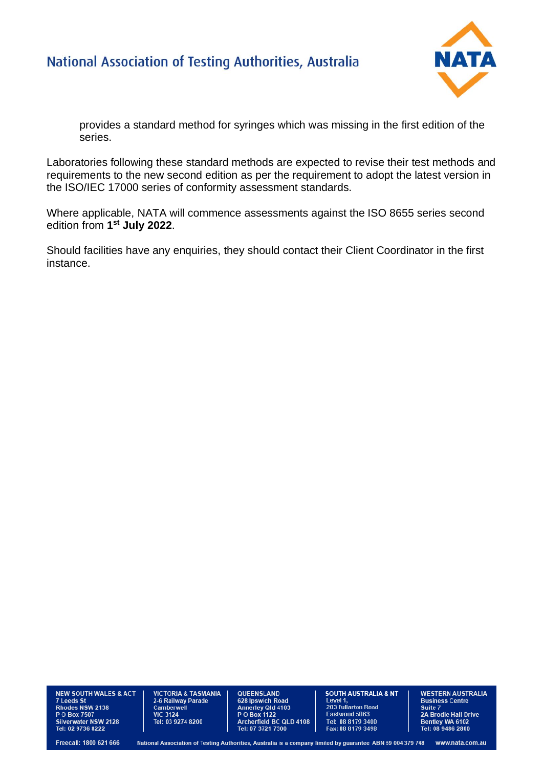provides a standard method for syringes which was missing in the first edition of the series.

Laboratories following these standard methods are expected to revise their test methods and requirements to the new second edition as per the requirement to adopt the latest version in the ISO/IEC 17000 series of conformity assessment standards.

Where applicable, NATA will commence assessments against the ISO 8655 series second edition from **1st July 2022**.

Should facilities have any enquiries, they should contact their Client Coordinator in the first instance.